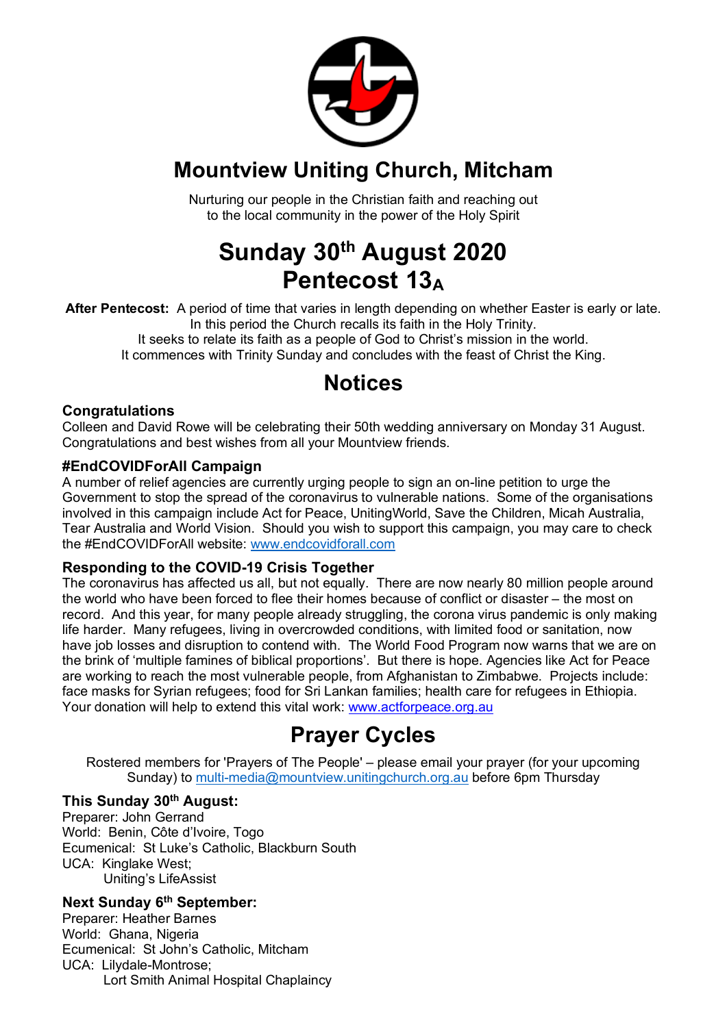# Mountview Uniting Church, Mitcham

Nurturing our people in the Christian faith and reaching out
to the local community in the power of the Holy Spirit

# Sunday 30th August 2020
# Pentecost 13$_A$

**After Pentecost:** A period of time that varies in length depending on whether Easter is early or late. In this period the Church recalls its faith in the Holy Trinity. It seeks to relate its faith as a people of God to Christ's mission in the world. It commences with Trinity Sunday and concludes with the feast of Christ the King.

## Notices

### Congratulations

Colleen and David Rowe will be celebrating their 50th wedding anniversary on Monday 31 August. Congratulations and best wishes from all your Mountview friends.

### #EndCOVIDForAll Campaign

A number of relief agencies are currently urging people to sign an on-line petition to urge the Government to stop the spread of the coronavirus to vulnerable nations. Some of the organisations involved in this campaign include Act for Peace, UnitingWorld, Save the Children, Micah Australia, Tear Australia and World Vision. Should you wish to support this campaign, you may care to check the #EndCOVIDForAll website: www.endcovidforall.com

### Responding to the COVID-19 Crisis Together

The coronavirus has affected us all, but not equally. There are now nearly 80 million people around the world who have been forced to flee their homes because of conflict or disaster – the most on record. And this year, for many people already struggling, the corona virus pandemic is only making life harder. Many refugees, living in overcrowded conditions, with limited food or sanitation, now have job losses and disruption to contend with. The World Food Program now warns that we are on the brink of 'multiple famines of biblical proportions'. But there is hope. Agencies like Act for Peace are working to reach the most vulnerable people, from Afghanistan to Zimbabwe. Projects include: face masks for Syrian refugees; food for Sri Lankan families; health care for refugees in Ethiopia. Your donation will help to extend this vital work: www.actforpeace.org.au

## Prayer Cycles

Rostered members for 'Prayers of The People' – please email your prayer (for your upcoming Sunday) to multi-media@mountview.unitingchurch.org.au before 6pm Thursday

### This Sunday 30th August:

Preparer: John Gerrand
World: Benin, Côte d'Ivoire, Togo
Ecumenical: St Luke's Catholic, Blackburn South
UCA: Kinglake West;
Uniting's LifeAssist

### Next Sunday 6th September:

Preparer: Heather Barnes
World: Ghana, Nigeria
Ecumenical: St John's Catholic, Mitcham
UCA: Lilydale-Montrose;
Lort Smith Animal Hospital Chaplaincy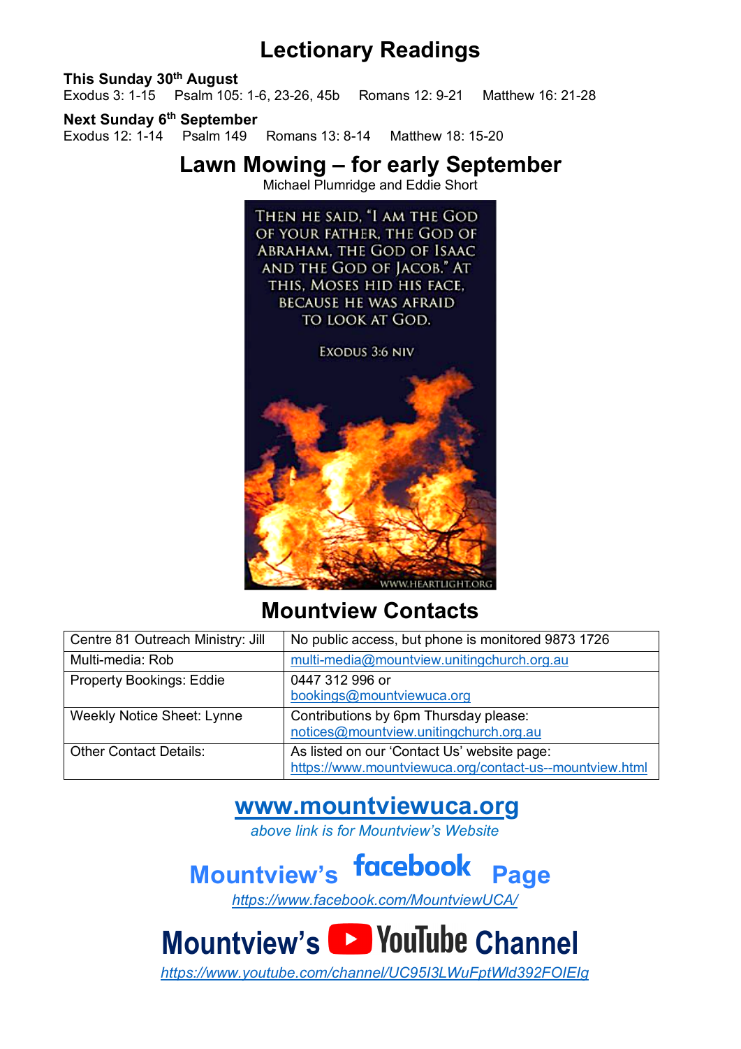# Lectionary Readings

**This Sunday 30th August**
Exodus 3: 1-15  Psalm 105: 1-6, 23-26, 45b  Romans 12: 9-21  Matthew 16: 21-28

**Next Sunday 6th September**
Exodus 12: 1-14  Psalm 149  Romans 13: 8-14  Matthew 18: 15-20

# Lawn Mowing – for early September

Michael Plumridge and Eddie Short

THEN HE SAID, "I AM THE GOD OF YOUR FATHER, THE GOD OF ABRAHAM, THE GOD OF ISAAC AND THE GOD OF JACOB." AT THIS, MOSES HID HIS FACE, BECAUSE HE WAS AFRAID TO LOOK AT GOD.

EXODUS 3:6 NIV

WWW.HEARTLIGHT.ORG

# Mountview Contacts

| | |
|---|---|
| Centre 81 Outreach Ministry: Jill | No public access, but phone is monitored 9873 1726 |
| Multi-media: Rob | multi-media@mountview.unitingchurch.org.au |
| Property Bookings: Eddie | 0447 312 996 or bookings@mountviewuca.org |
| Weekly Notice Sheet: Lynne | Contributions by 6pm Thursday please: notices@mountview.unitingchurch.org.au |
| Other Contact Details: | As listed on our 'Contact Us' website page: https://www.mountviewuca.org/contact-us--mountview.html |

## www.mountviewuca.org

*above link is for Mountview's Website*

## Mountview's facebook Page

https://www.facebook.com/MountviewUCA/

## Mountview's YouTube Channel

https://www.youtube.com/channel/UC95I3LWuFptWld392FOIEIg